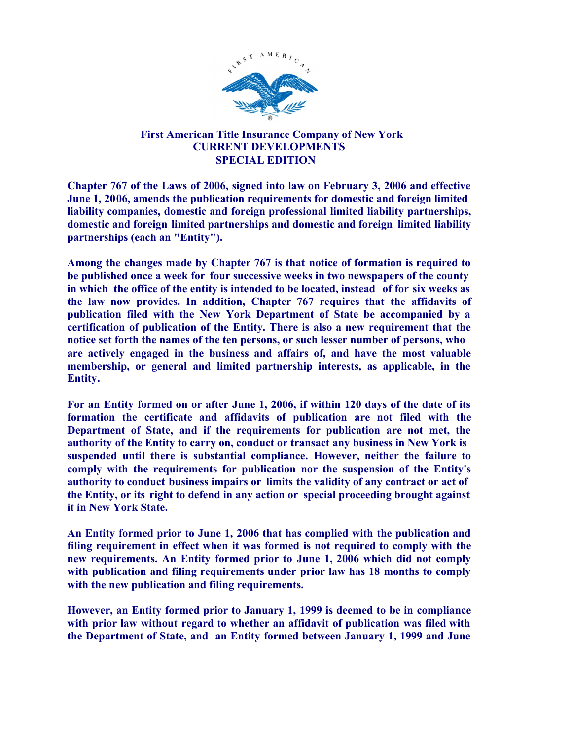# First American Title Insurance Company of New York
## CURRENT DEVELOPMENTS
## SPECIAL EDITION

**Chapter 767 of the Laws of 2006, signed into law on February 3, 2006 and effective June 1, 2006, amends the publication requirements for domestic and foreign limited liability companies, domestic and foreign professional limited liability partnerships, domestic and foreign limited partnerships and domestic and foreign limited liability partnerships (each an "Entity").**

**Among the changes made by Chapter 767 is that notice of formation is required to be published once a week for four successive weeks in two newspapers of the county in which the office of the entity is intended to be located, instead of for six weeks as the law now provides. In addition, Chapter 767 requires that the affidavits of publication filed with the New York Department of State be accompanied by a certification of publication of the Entity. There is also a new requirement that the notice set forth the names of the ten persons, or such lesser number of persons, who are actively engaged in the business and affairs of, and have the most valuable membership, or general and limited partnership interests, as applicable, in the Entity.**

**For an Entity formed on or after June 1, 2006, if within 120 days of the date of its formation the certificate and affidavits of publication are not filed with the Department of State, and if the requirements for publication are not met, the authority of the Entity to carry on, conduct or transact any business in New York is suspended until there is substantial compliance. However, neither the failure to comply with the requirements for publication nor the suspension of the Entity's authority to conduct business impairs or limits the validity of any contract or act of the Entity, or its right to defend in any action or special proceeding brought against it in New York State.**

**An Entity formed prior to June 1, 2006 that has complied with the publication and filing requirement in effect when it was formed is not required to comply with the new requirements. An Entity formed prior to June 1, 2006 which did not comply with publication and filing requirements under prior law has 18 months to comply with the new publication and filing requirements.**

**However, an Entity formed prior to January 1, 1999 is deemed to be in compliance with prior law without regard to whether an affidavit of publication was filed with the Department of State, and an Entity formed between January 1, 1999 and June**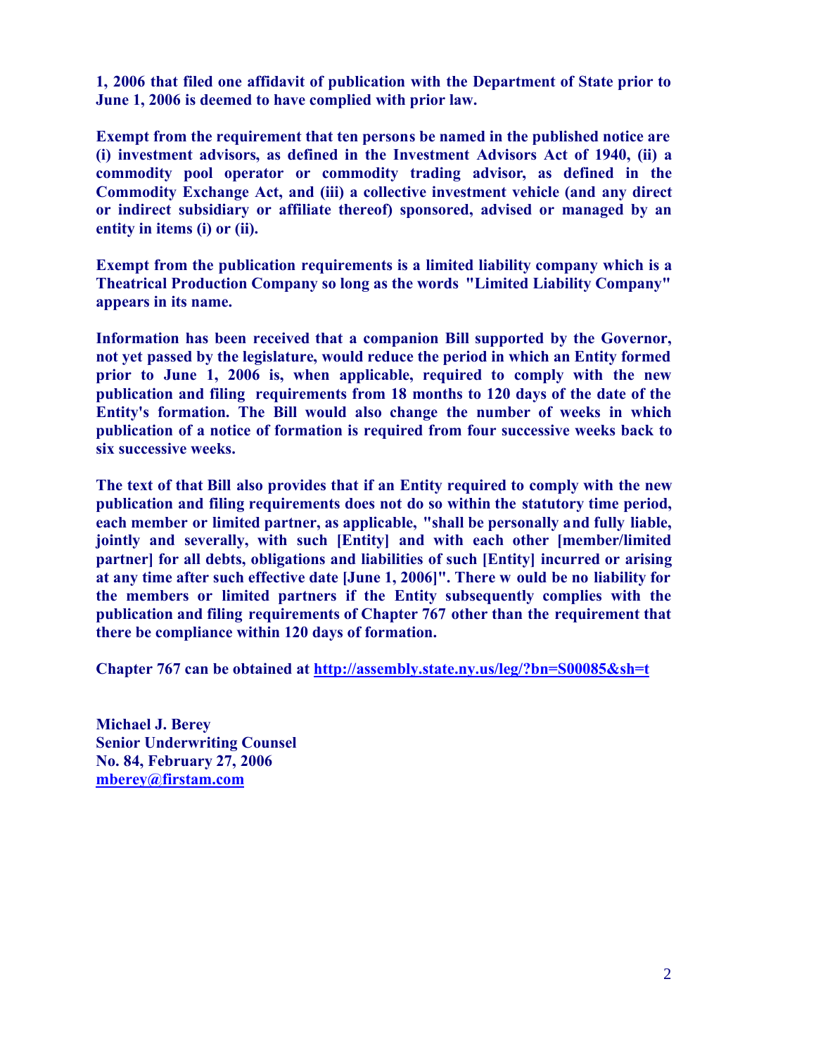**1, 2006 that filed one affidavit of publication with the Department of State prior to June 1, 2006 is deemed to have complied with prior law.**

**Exempt from the requirement that ten persons be named in the published notice are (i) investment advisors, as defined in the Investment Advisors Act of 1940, (ii) a commodity pool operator or commodity trading advisor, as defined in the Commodity Exchange Act, and (iii) a collective investment vehicle (and any direct or indirect subsidiary or affiliate thereof) sponsored, advised or managed by an entity in items (i) or (ii).**

**Exempt from the publication requirements is a limited liability company which is a Theatrical Production Company so long as the words "Limited Liability Company" appears in its name.**

**Information has been received that a companion Bill supported by the Governor, not yet passed by the legislature, would reduce the period in which an Entity formed prior to June 1, 2006 is, when applicable, required to comply with the new publication and filing requirements from 18 months to 120 days of the date of the Entity's formation. The Bill would also change the number of weeks in which publication of a notice of formation is required from four successive weeks back to six successive weeks.**

**The text of that Bill also provides that if an Entity required to comply with the new publication and filing requirements does not do so within the statutory time period, each member or limited partner, as applicable, "shall be personally and fully liable, jointly and severally, with such [Entity] and with each other [member/limited partner] for all debts, obligations and liabilities of such [Entity] incurred or arising at any time after such effective date [June 1, 2006]". There would be no liability for the members or limited partners if the Entity subsequently complies with the publication and filing requirements of Chapter 767 other than the requirement that there be compliance within 120 days of formation.**

**Chapter 767 can be obtained at [http://assembly.state.ny.us/leg/?bn=S00085&sh=t](http://assembly.state.ny.us/leg/?bn=S00085&sh=t)**

**Michael J. Berey**
**Senior Underwriting Counsel**
**No. 84, February 27, 2006**
**[mberey@firstam.com](mailto:mberey@firstam.com)**